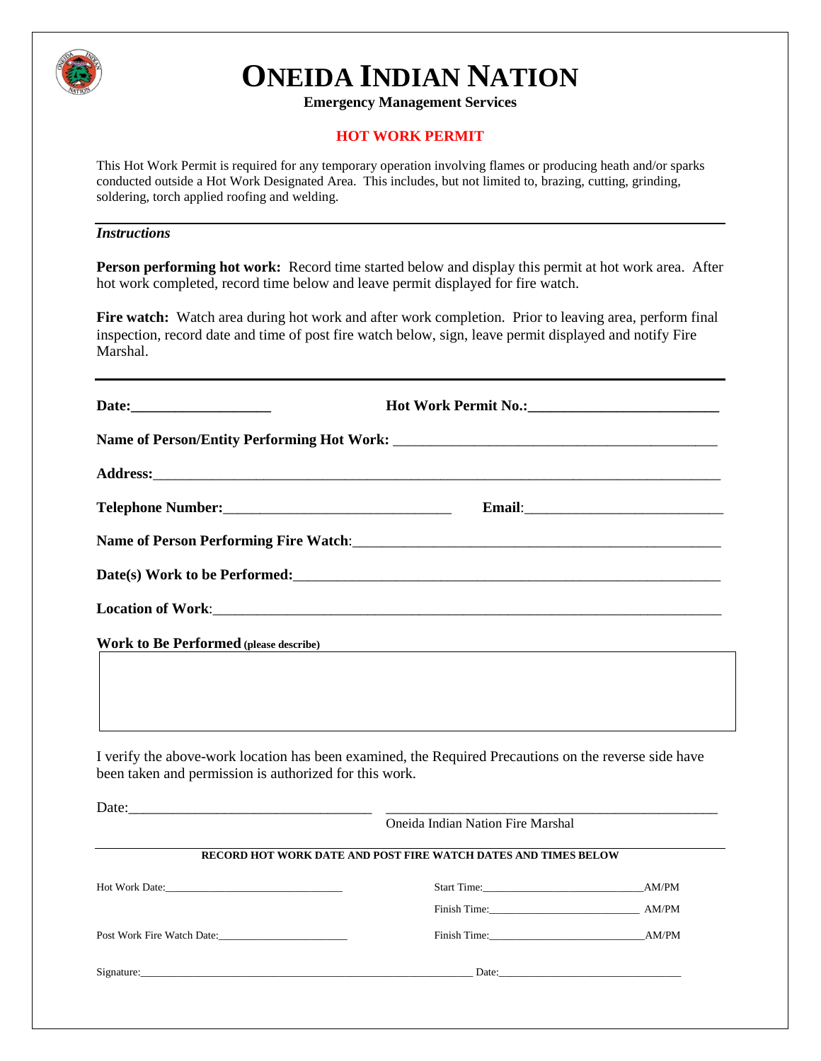# ONEIDA INDIAN NATION

**Emergency Management Services**

**HOT WORK PERMIT**

This Hot Work Permit is required for any temporary operation involving flames or producing heath and/or sparks conducted outside a Hot Work Designated Area. This includes, but not limited to, brazing, cutting, grinding, soldering, torch applied roofing and welding.

***Instructions***

**Person performing hot work:** Record time started below and display this permit at hot work area. After hot work completed, record time below and leave permit displayed for fire watch.

**Fire watch:** Watch area during hot work and after work completion. Prior to leaving area, perform final inspection, record date and time of post fire watch below, sign, leave permit displayed and notify Fire Marshal.

---

**Date:**___________________ **Hot Work Permit No.:**_________________________

**Name of Person/Entity Performing Hot Work:** ___________________________________________

**Address:**___________________________________________________________________________

**Telephone Number:**______________________________ **Email**:___________________________

**Name of Person Performing Fire Watch**:_________________________________________________

**Date(s) Work to be Performed:**________________________________________________________

**Location of Work**:__________________________________________________________________

**Work to Be Performed** (please describe)

|   |
|---|
|   |

I verify the above-work location has been examined, the Required Precautions on the reverse side have been taken and permission is authorized for this work.

Date:________________________________ ________________________________________________
Oneida Indian Nation Fire Marshal

---

**RECORD HOT WORK DATE AND POST FIRE WATCH DATES AND TIMES BELOW**

Hot Work Date:________________________________ Start Time:____________________________AM/PM

Finish Time:___________________________ AM/PM

Post Work Fire Watch Date:______________________ Finish Time:___________________________AM/PM

Signature:__________________________________________________________ Date:_________________________________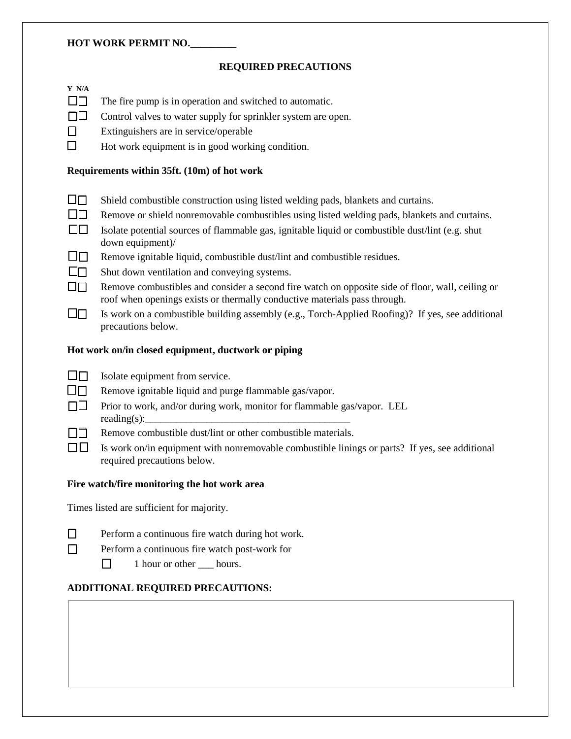**HOT WORK PERMIT NO.\_\_\_\_\_\_\_\_\_**

## REQUIRED PRECAUTIONS

**Y N/A**

- ☐☐ The fire pump is in operation and switched to automatic.
- ☐☐ Control valves to water supply for sprinkler system are open.
- ☐ Extinguishers are in service/operable
- ☐ Hot work equipment is in good working condition.

### Requirements within 35ft. (10m) of hot work

- ☐☐ Shield combustible construction using listed welding pads, blankets and curtains.
- ☐☐ Remove or shield nonremovable combustibles using listed welding pads, blankets and curtains.
- ☐☐ Isolate potential sources of flammable gas, ignitable liquid or combustible dust/lint (e.g. shut down equipment)/
- ☐☐ Remove ignitable liquid, combustible dust/lint and combustible residues.
- ☐☐ Shut down ventilation and conveying systems.
- ☐☐ Remove combustibles and consider a second fire watch on opposite side of floor, wall, ceiling or roof when openings exists or thermally conductive materials pass through.
- ☐☐ Is work on a combustible building assembly (e.g., Torch-Applied Roofing)? If yes, see additional precautions below.

### Hot work on/in closed equipment, ductwork or piping

- ☐☐ Isolate equipment from service.
- ☐☐ Remove ignitable liquid and purge flammable gas/vapor.
- ☐☐ Prior to work, and/or during work, monitor for flammable gas/vapor. LEL reading(s):\_\_\_\_\_\_\_\_\_\_\_\_\_\_\_\_\_\_\_\_\_\_\_\_\_\_\_\_\_\_\_\_\_\_\_\_\_\_\_\_
- ☐☐ Remove combustible dust/lint or other combustible materials.
- ☐☐ Is work on/in equipment with nonremovable combustible linings or parts? If yes, see additional required precautions below.

### Fire watch/fire monitoring the hot work area

Times listed are sufficient for majority.

- ☐ Perform a continuous fire watch during hot work.
- ☐ Perform a continuous fire watch post-work for
  - ☐ 1 hour or other \_\_\_ hours.

### ADDITIONAL REQUIRED PRECAUTIONS: